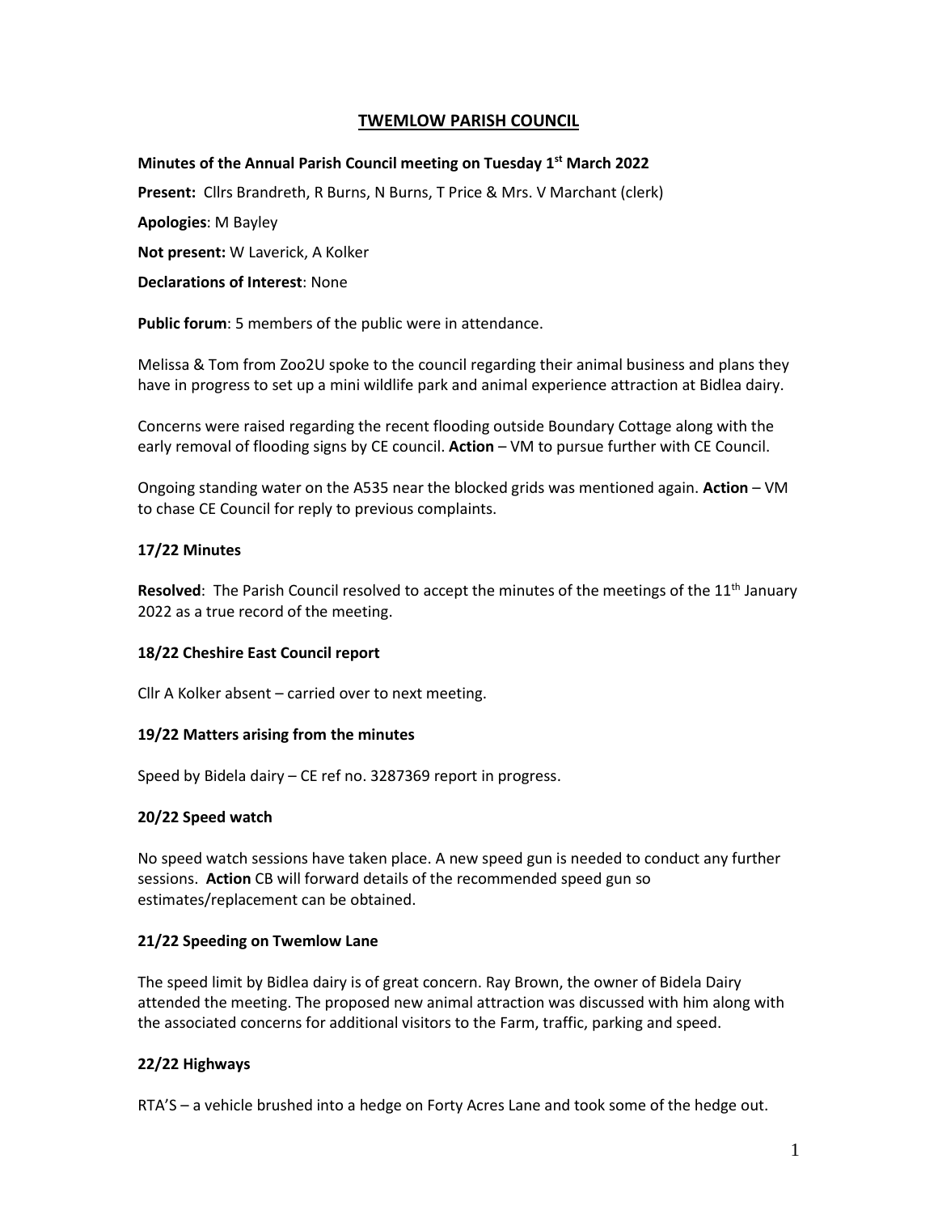# TWEMLOW PARISH COUNCIL

**Minutes of the Annual Parish Council meeting on Tuesday 1st March 2022**

**Present:** Cllrs Brandreth, R Burns, N Burns, T Price & Mrs. V Marchant (clerk)

**Apologies**: M Bayley

**Not present:** W Laverick, A Kolker

**Declarations of Interest**: None

**Public forum**: 5 members of the public were in attendance.

Melissa & Tom from Zoo2U spoke to the council regarding their animal business and plans they have in progress to set up a mini wildlife park and animal experience attraction at Bidlea dairy.

Concerns were raised regarding the recent flooding outside Boundary Cottage along with the early removal of flooding signs by CE council. **Action** – VM to pursue further with CE Council.

Ongoing standing water on the A535 near the blocked grids was mentioned again. **Action** – VM to chase CE Council for reply to previous complaints.

### 17/22 Minutes

**Resolved**: The Parish Council resolved to accept the minutes of the meetings of the 11th January 2022 as a true record of the meeting.

### 18/22 Cheshire East Council report

Cllr A Kolker absent – carried over to next meeting.

### 19/22 Matters arising from the minutes

Speed by Bidela dairy – CE ref no. 3287369 report in progress.

### 20/22 Speed watch

No speed watch sessions have taken place. A new speed gun is needed to conduct any further sessions. **Action** CB will forward details of the recommended speed gun so estimates/replacement can be obtained.

### 21/22 Speeding on Twemlow Lane

The speed limit by Bidlea dairy is of great concern. Ray Brown, the owner of Bidela Dairy attended the meeting. The proposed new animal attraction was discussed with him along with the associated concerns for additional visitors to the Farm, traffic, parking and speed.

### 22/22 Highways

RTA'S – a vehicle brushed into a hedge on Forty Acres Lane and took some of the hedge out.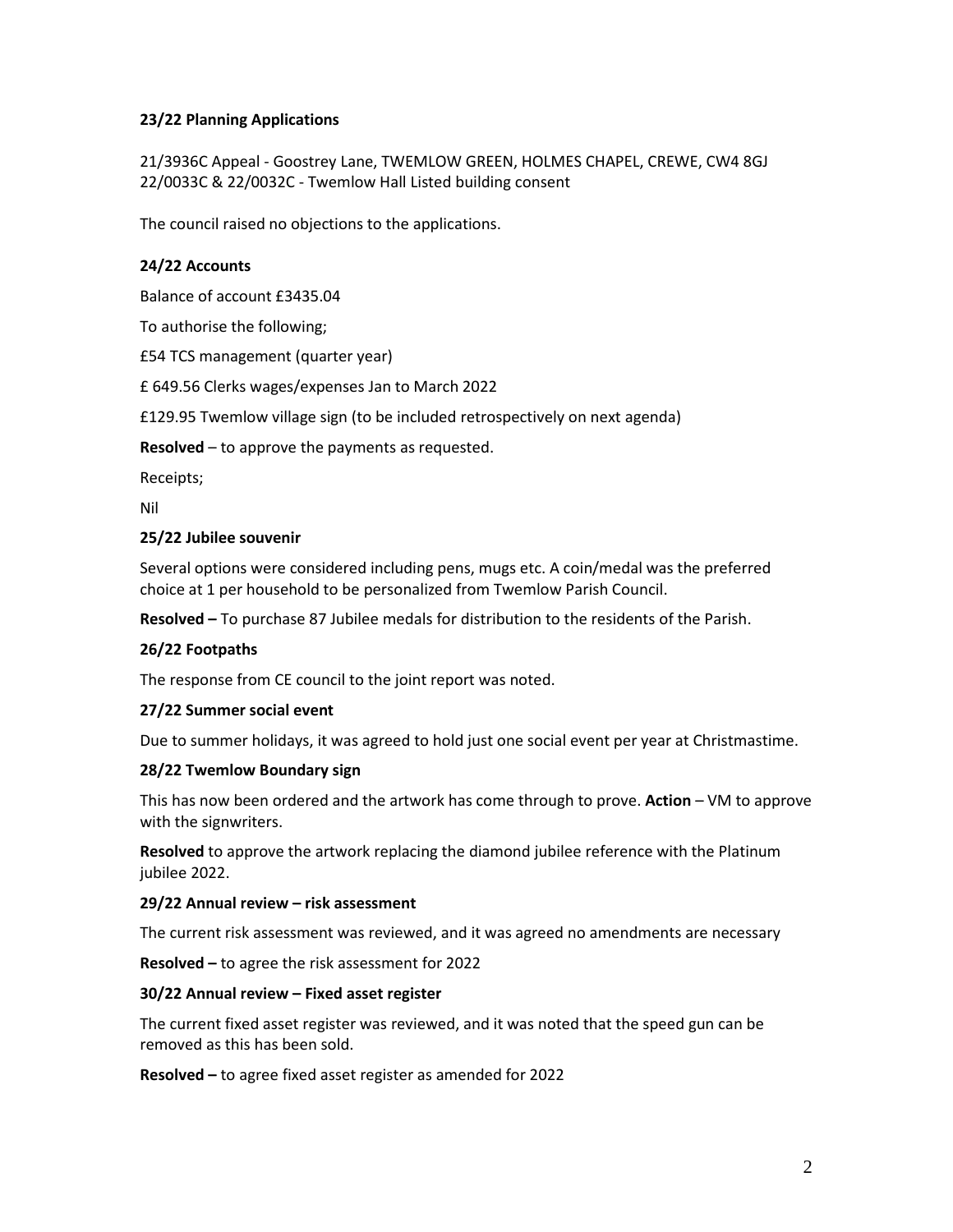### 23/22 Planning Applications

21/3936C Appeal - Goostrey Lane, TWEMLOW GREEN, HOLMES CHAPEL, CREWE, CW4 8GJ
22/0033C & 22/0032C - Twemlow Hall Listed building consent

The council raised no objections to the applications.

### 24/22 Accounts

Balance of account £3435.04

To authorise the following;

£54 TCS management (quarter year)

£ 649.56 Clerks wages/expenses Jan to March 2022

£129.95 Twemlow village sign (to be included retrospectively on next agenda)

**Resolved** – to approve the payments as requested.

Receipts;

Nil

### 25/22 Jubilee souvenir

Several options were considered including pens, mugs etc. A coin/medal was the preferred choice at 1 per household to be personalized from Twemlow Parish Council.

**Resolved –** To purchase 87 Jubilee medals for distribution to the residents of the Parish.

### 26/22 Footpaths

The response from CE council to the joint report was noted.

### 27/22 Summer social event

Due to summer holidays, it was agreed to hold just one social event per year at Christmastime.

### 28/22 Twemlow Boundary sign

This has now been ordered and the artwork has come through to prove. **Action** – VM to approve with the signwriters.

**Resolved** to approve the artwork replacing the diamond jubilee reference with the Platinum jubilee 2022.

### 29/22 Annual review – risk assessment

The current risk assessment was reviewed, and it was agreed no amendments are necessary

**Resolved –** to agree the risk assessment for 2022

### 30/22 Annual review – Fixed asset register

The current fixed asset register was reviewed, and it was noted that the speed gun can be removed as this has been sold.

**Resolved –** to agree fixed asset register as amended for 2022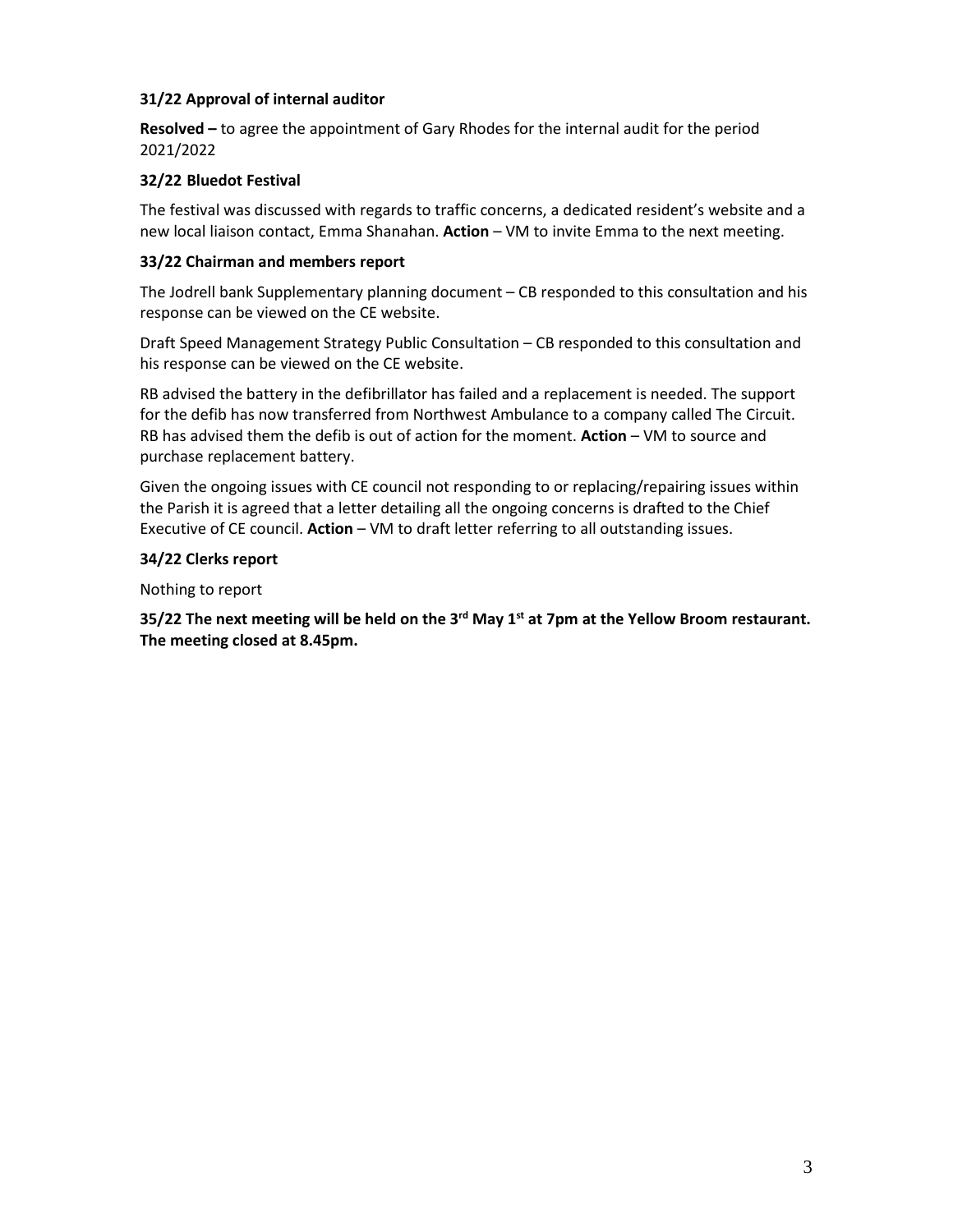**31/22 Approval of internal auditor**

**Resolved –** to agree the appointment of Gary Rhodes for the internal audit for the period 2021/2022

**32/22 Bluedot Festival**

The festival was discussed with regards to traffic concerns, a dedicated resident's website and a new local liaison contact, Emma Shanahan. **Action** – VM to invite Emma to the next meeting.

**33/22 Chairman and members report**

The Jodrell bank Supplementary planning document – CB responded to this consultation and his response can be viewed on the CE website.

Draft Speed Management Strategy Public Consultation – CB responded to this consultation and his response can be viewed on the CE website.

RB advised the battery in the defibrillator has failed and a replacement is needed. The support for the defib has now transferred from Northwest Ambulance to a company called The Circuit. RB has advised them the defib is out of action for the moment. **Action** – VM to source and purchase replacement battery.

Given the ongoing issues with CE council not responding to or replacing/repairing issues within the Parish it is agreed that a letter detailing all the ongoing concerns is drafted to the Chief Executive of CE council. **Action** – VM to draft letter referring to all outstanding issues.

**34/22 Clerks report**

Nothing to report

**35/22 The next meeting will be held on the 3rd May 1st at 7pm at the Yellow Broom restaurant. The meeting closed at 8.45pm.**